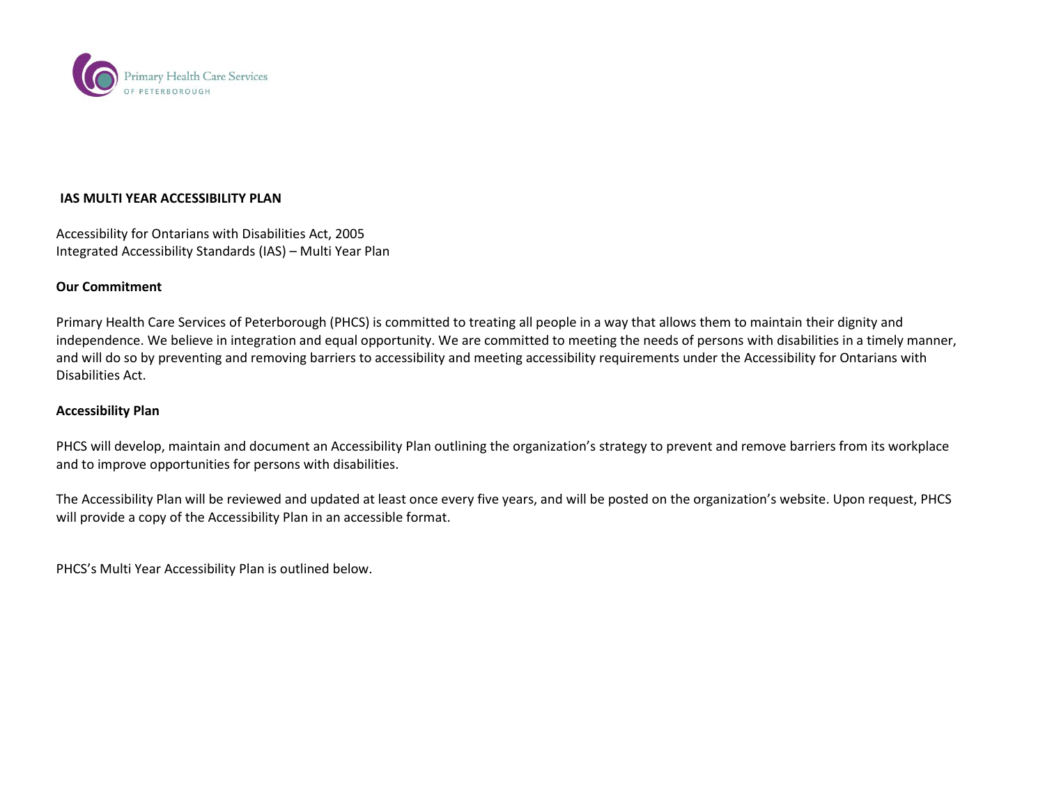Primary Health Care Services
OF PETERBOROUGH

# IAS MULTI YEAR ACCESSIBILITY PLAN

Accessibility for Ontarians with Disabilities Act, 2005
Integrated Accessibility Standards (IAS) – Multi Year Plan

## Our Commitment

Primary Health Care Services of Peterborough (PHCS) is committed to treating all people in a way that allows them to maintain their dignity and independence. We believe in integration and equal opportunity. We are committed to meeting the needs of persons with disabilities in a timely manner, and will do so by preventing and removing barriers to accessibility and meeting accessibility requirements under the Accessibility for Ontarians with Disabilities Act.

## Accessibility Plan

PHCS will develop, maintain and document an Accessibility Plan outlining the organization's strategy to prevent and remove barriers from its workplace and to improve opportunities for persons with disabilities.

The Accessibility Plan will be reviewed and updated at least once every five years, and will be posted on the organization's website. Upon request, PHCS will provide a copy of the Accessibility Plan in an accessible format.

PHCS's Multi Year Accessibility Plan is outlined below.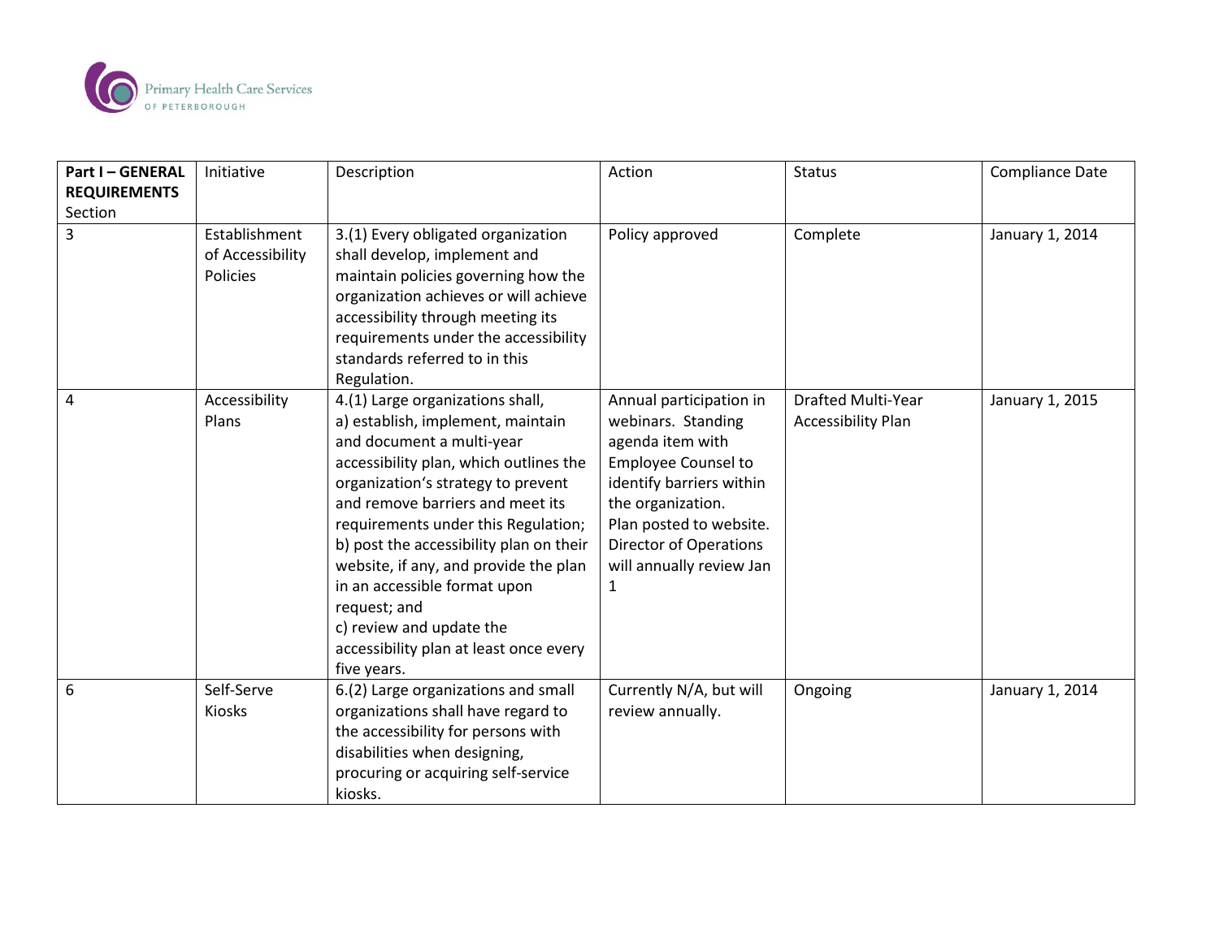| **Part I – GENERAL REQUIREMENTS** Section | Initiative | Description | Action | Status | Compliance Date |
|---|---|---|---|---|---|
| 3 | Establishment of Accessibility Policies | 3.(1) Every obligated organization shall develop, implement and maintain policies governing how the organization achieves or will achieve accessibility through meeting its requirements under the accessibility standards referred to in this Regulation. | Policy approved | Complete | January 1, 2014 |
| 4 | Accessibility Plans | 4.(1) Large organizations shall, a) establish, implement, maintain and document a multi-year accessibility plan, which outlines the organization's strategy to prevent and remove barriers and meet its requirements under this Regulation; b) post the accessibility plan on their website, if any, and provide the plan in an accessible format upon request; and c) review and update the accessibility plan at least once every five years. | Annual participation in webinars. Standing agenda item with Employee Counsel to identify barriers within the organization. Plan posted to website. Director of Operations will annually review Jan 1 | Drafted Multi-Year Accessibility Plan | January 1, 2015 |
| 6 | Self-Serve Kiosks | 6.(2) Large organizations and small organizations shall have regard to the accessibility for persons with disabilities when designing, procuring or acquiring self-service kiosks. | Currently N/A, but will review annually. | Ongoing | January 1, 2014 |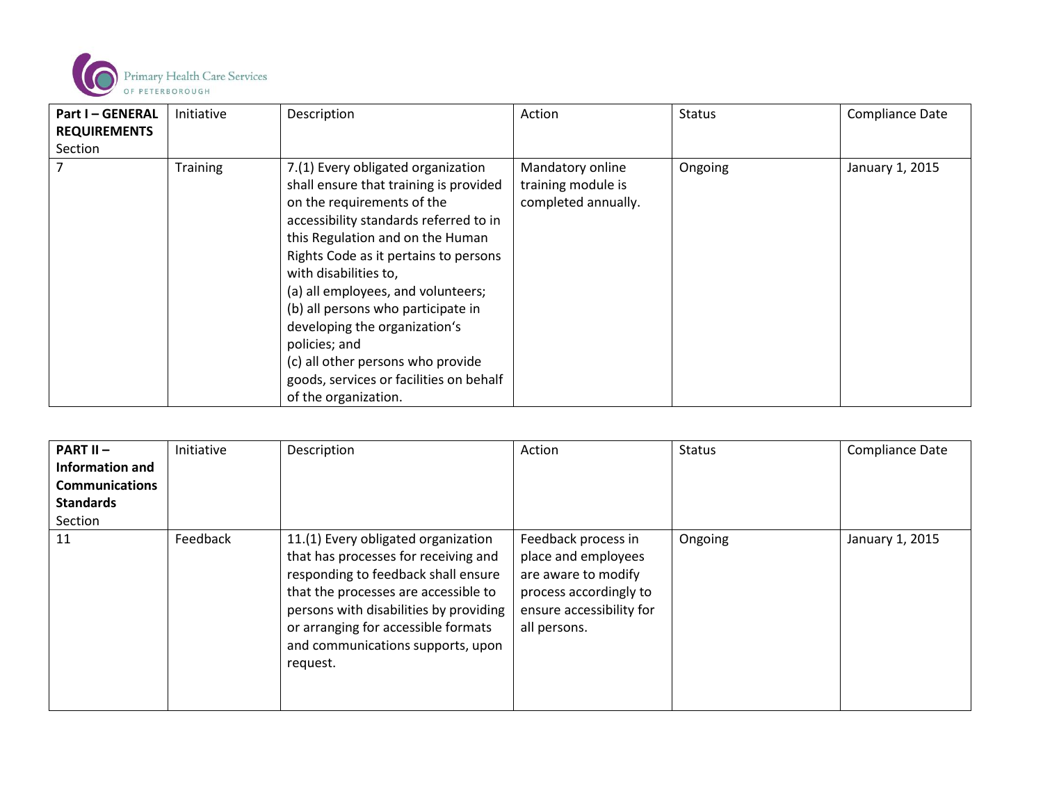| **Part I – GENERAL REQUIREMENTS** Section | Initiative | Description | Action | Status | Compliance Date |
|---|---|---|---|---|---|
| 7 | Training | 7.(1) Every obligated organization shall ensure that training is provided on the requirements of the accessibility standards referred to in this Regulation and on the Human Rights Code as it pertains to persons with disabilities to, (a) all employees, and volunteers; (b) all persons who participate in developing the organization's policies; and (c) all other persons who provide goods, services or facilities on behalf of the organization. | Mandatory online training module is completed annually. | Ongoing | January 1, 2015 |

| **PART II – Information and Communications Standards** Section | Initiative | Description | Action | Status | Compliance Date |
|---|---|---|---|---|---|
| 11 | Feedback | 11.(1) Every obligated organization that has processes for receiving and responding to feedback shall ensure that the processes are accessible to persons with disabilities by providing or arranging for accessible formats and communications supports, upon request. | Feedback process in place and employees are aware to modify process accordingly to ensure accessibility for all persons. | Ongoing | January 1, 2015 |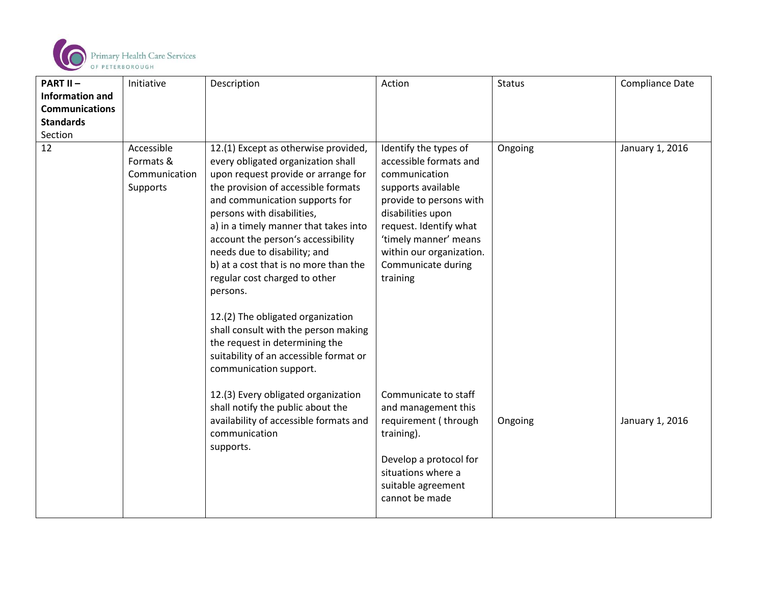| **PART II – Information and Communications Standards** Section | Initiative | Description | Action | Status | Compliance Date |
|---|---|---|---|---|---|
| 12 | Accessible Formats & Communication Supports | 12.(1) Except as otherwise provided, every obligated organization shall upon request provide or arrange for the provision of accessible formats and communication supports for persons with disabilities,<br>a) in a timely manner that takes into account the person's accessibility needs due to disability; and<br>b) at a cost that is no more than the regular cost charged to other persons.<br><br>12.(2) The obligated organization shall consult with the person making the request in determining the suitability of an accessible format or communication support. | Identify the types of accessible formats and communication supports available provide to persons with disabilities upon request. Identify what 'timely manner' means within our organization. Communicate during training | Ongoing | January 1, 2016 |
| | | 12.(3) Every obligated organization shall notify the public about the availability of accessible formats and communication supports. | Communicate to staff and management this requirement ( through training).<br><br>Develop a protocol for situations where a suitable agreement cannot be made | Ongoing | January 1, 2016 |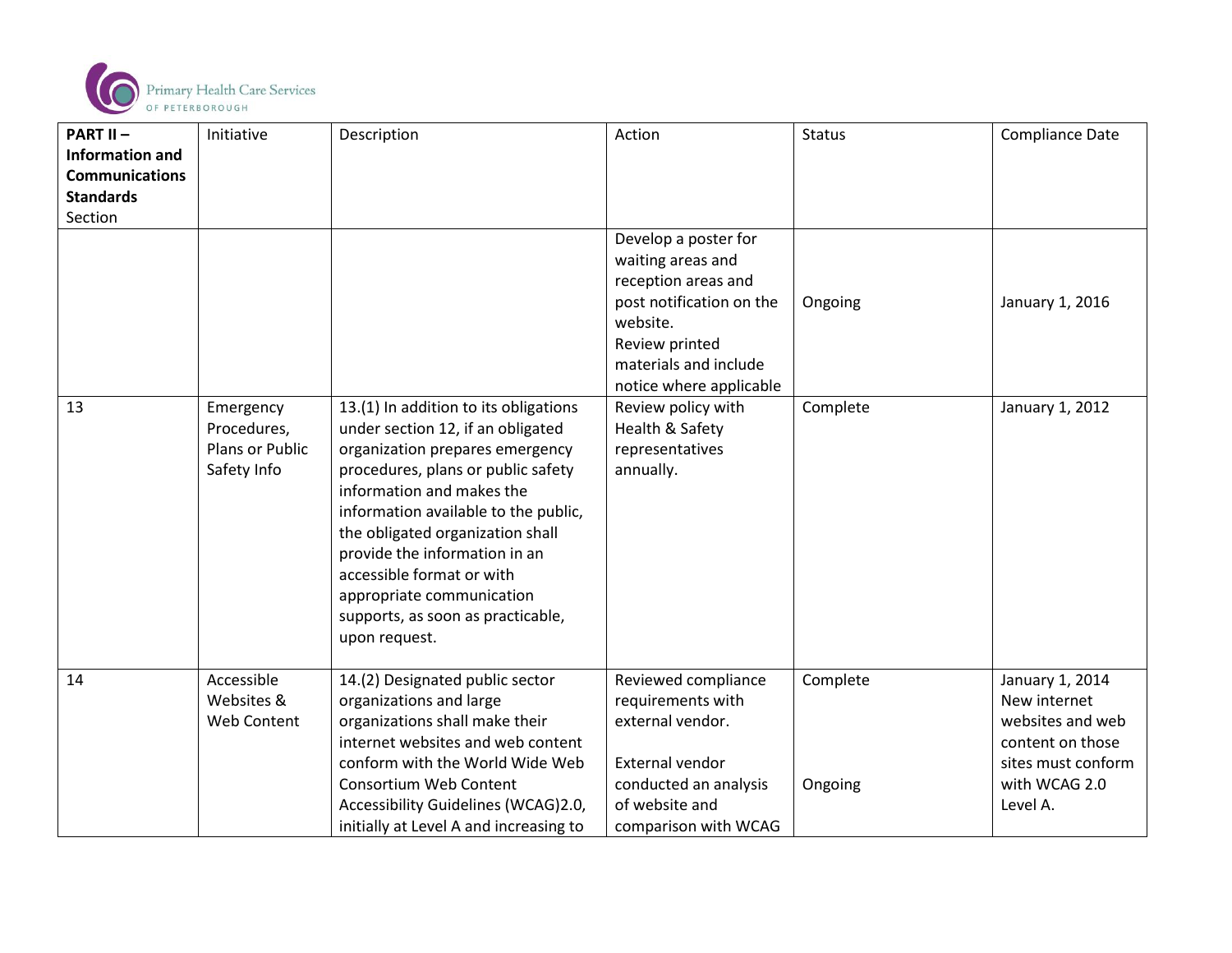| **PART II – Information and Communications Standards** Section | Initiative | Description | Action | Status | Compliance Date |
| --- | --- | --- | --- | --- | --- |
| | | | Develop a poster for waiting areas and reception areas and post notification on the website. Review printed materials and include notice where applicable | Ongoing | January 1, 2016 |
| 13 | Emergency Procedures, Plans or Public Safety Info | 13.(1) In addition to its obligations under section 12, if an obligated organization prepares emergency procedures, plans or public safety information and makes the information available to the public, the obligated organization shall provide the information in an accessible format or with appropriate communication supports, as soon as practicable, upon request. | Review policy with Health & Safety representatives annually. | Complete | January 1, 2012 |
| 14 | Accessible Websites & Web Content | 14.(2) Designated public sector organizations and large organizations shall make their internet websites and web content conform with the World Wide Web Consortium Web Content Accessibility Guidelines (WCAG)2.0, initially at Level A and increasing to | Reviewed compliance requirements with external vendor.<br><br>External vendor conducted an analysis of website and comparison with WCAG | Complete<br><br><br>Ongoing | January 1, 2014 New internet websites and web content on those sites must conform with WCAG 2.0 Level A. |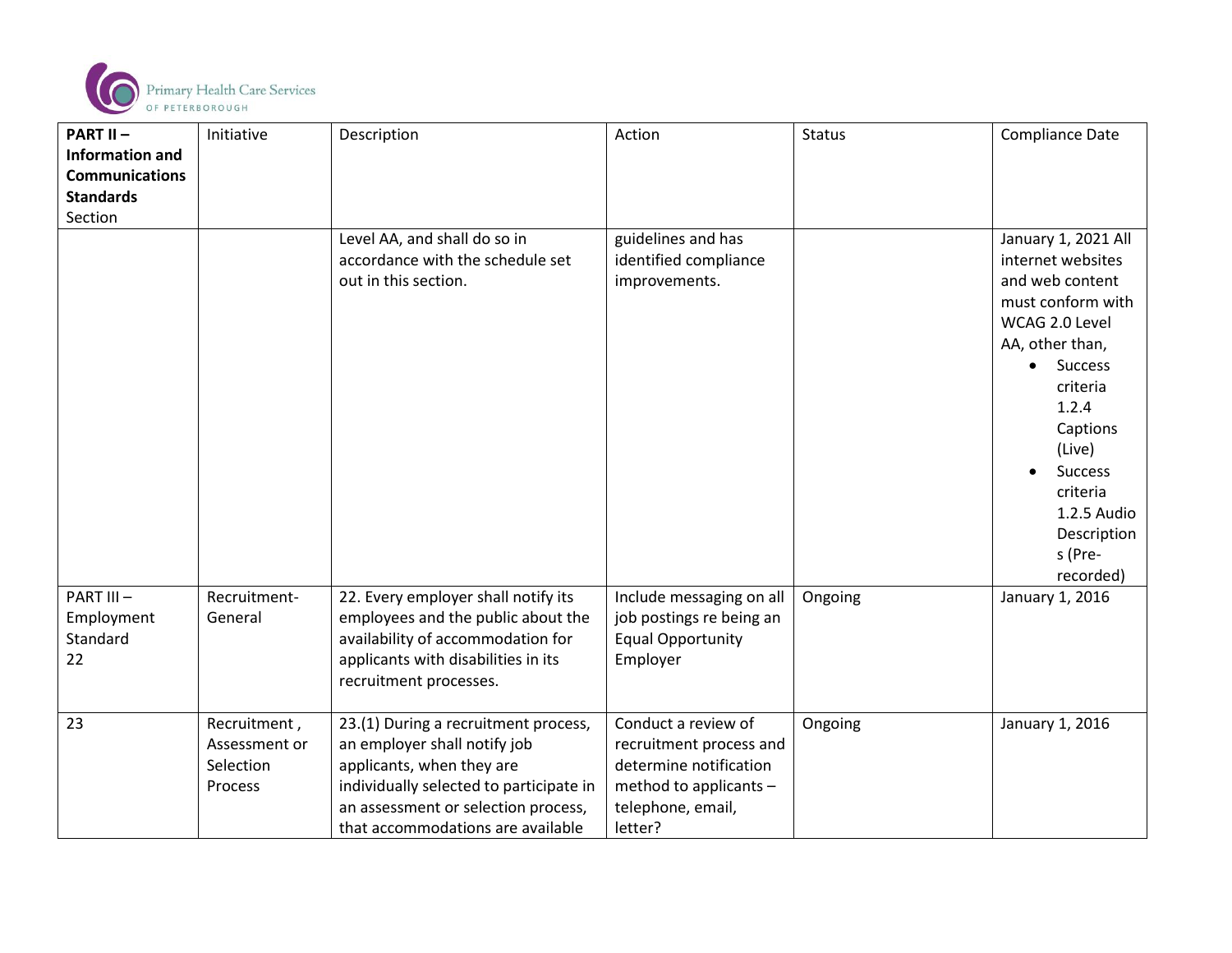| **PART II – Information and Communications Standards** Section | Initiative | Description | Action | Status | Compliance Date |
|---|---|---|---|---|---|
| | | Level AA, and shall do so in accordance with the schedule set out in this section. | guidelines and has identified compliance improvements. | | January 1, 2021 All internet websites and web content must conform with WCAG 2.0 Level AA, other than, <br>• Success criteria 1.2.4 Captions (Live) <br>• Success criteria 1.2.5 Audio Descriptions (Pre-recorded) |
| PART III – Employment Standard 22 | Recruitment- General | 22. Every employer shall notify its employees and the public about the availability of accommodation for applicants with disabilities in its recruitment processes. | Include messaging on all job postings re being an Equal Opportunity Employer | Ongoing | January 1, 2016 |
| 23 | Recruitment , Assessment or Selection Process | 23.(1) During a recruitment process, an employer shall notify job applicants, when they are individually selected to participate in an assessment or selection process, that accommodations are available | Conduct a review of recruitment process and determine notification method to applicants – telephone, email, letter? | Ongoing | January 1, 2016 |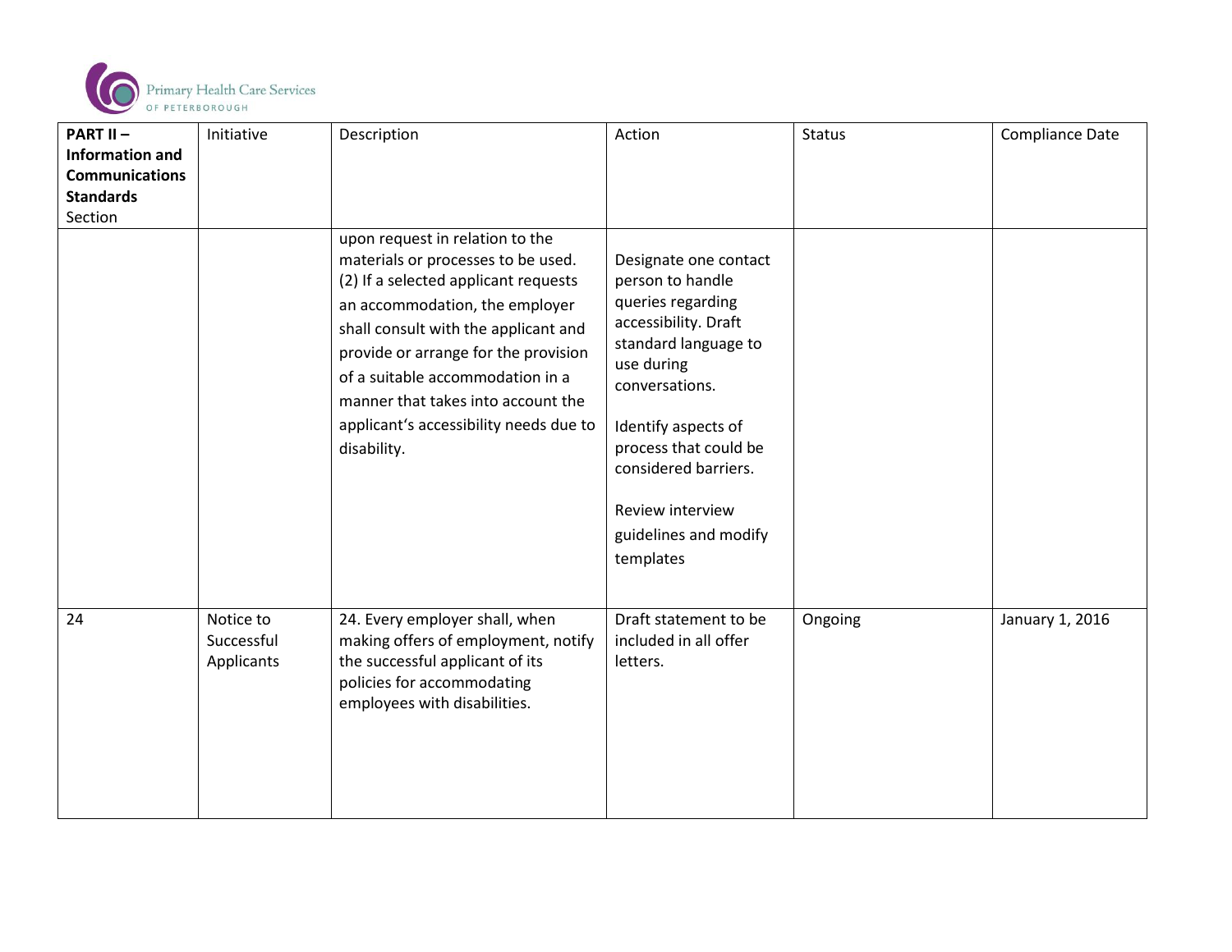| PART II – Information and Communications Standards Section | Initiative | Description | Action | Status | Compliance Date |
|---|---|---|---|---|---|
| | | upon request in relation to the materials or processes to be used. (2) If a selected applicant requests an accommodation, the employer shall consult with the applicant and provide or arrange for the provision of a suitable accommodation in a manner that takes into account the applicant's accessibility needs due to disability. | Designate one contact person to handle queries regarding accessibility. Draft standard language to use during conversations.<br><br>Identify aspects of process that could be considered barriers.<br><br>Review interview guidelines and modify templates | | |
| 24 | Notice to Successful Applicants | 24. Every employer shall, when making offers of employment, notify the successful applicant of its policies for accommodating employees with disabilities. | Draft statement to be included in all offer letters. | Ongoing | January 1, 2016 |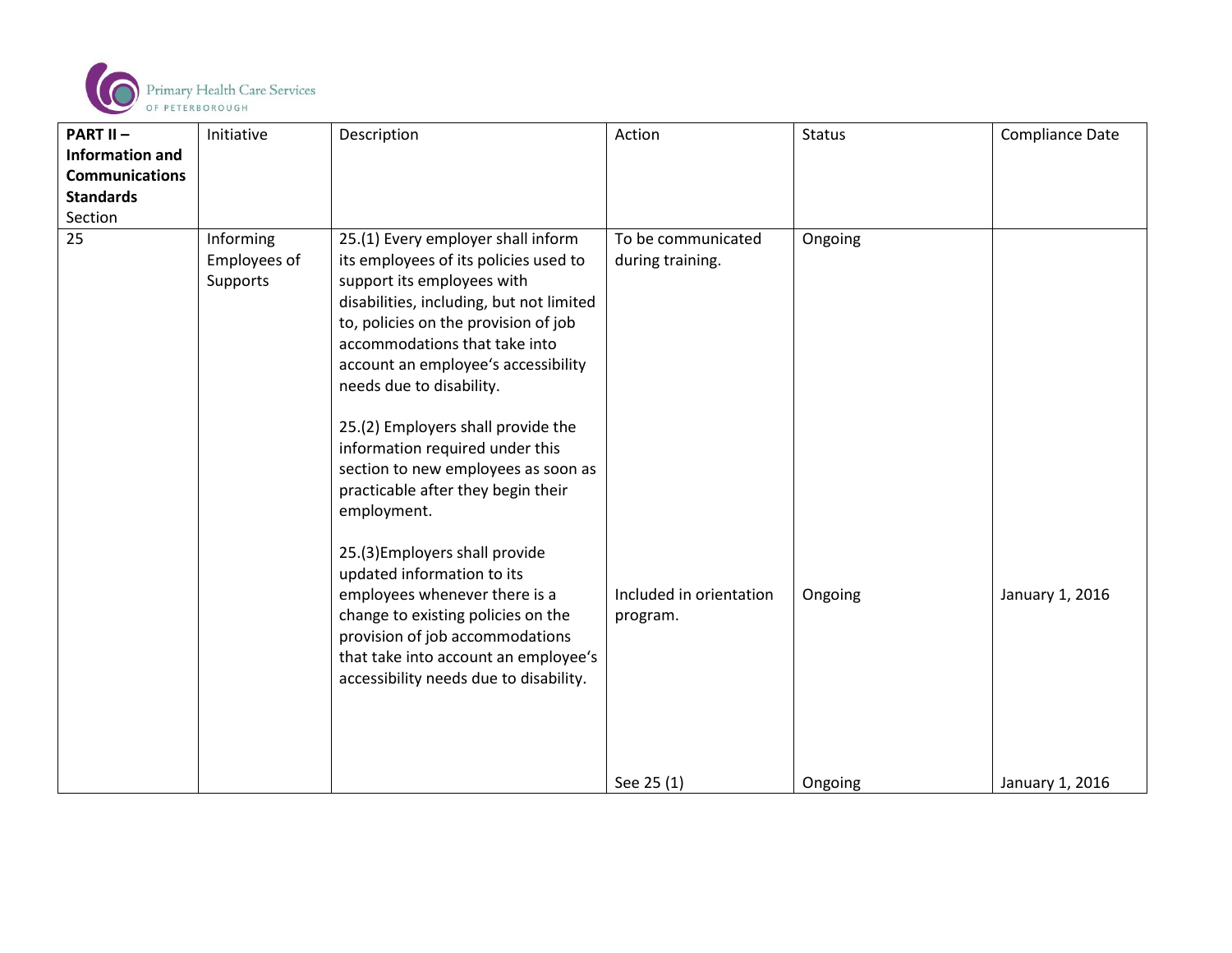| **PART II – Information and Communications Standards** Section | Initiative | Description | Action | Status | Compliance Date |
|---|---|---|---|---|---|
| 25 | Informing Employees of Supports | 25.(1) Every employer shall inform its employees of its policies used to support its employees with disabilities, including, but not limited to, policies on the provision of job accommodations that take into account an employee's accessibility needs due to disability. | To be communicated during training. | Ongoing | |
| | | 25.(2) Employers shall provide the information required under this section to new employees as soon as practicable after they begin their employment. | Included in orientation program. | Ongoing | January 1, 2016 |
| | | 25.(3)Employers shall provide updated information to its employees whenever there is a change to existing policies on the provision of job accommodations that take into account an employee's accessibility needs due to disability. | See 25 (1) | Ongoing | January 1, 2016 |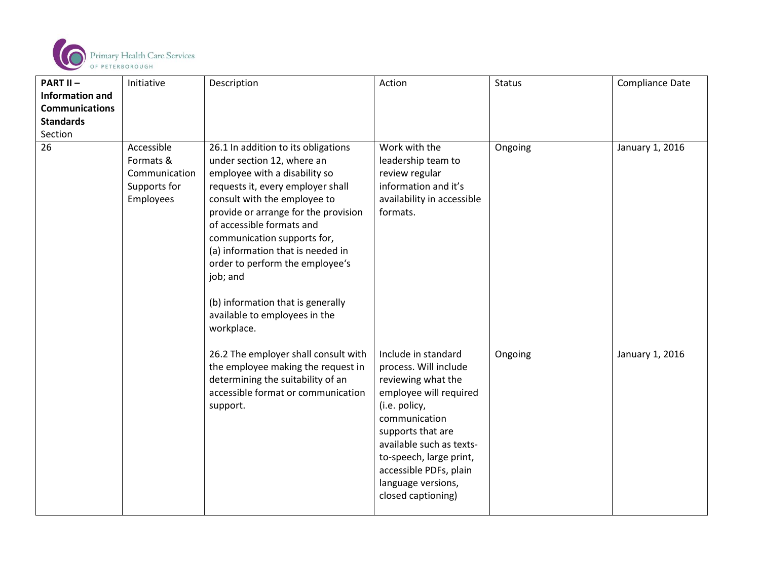| **PART II – Information and Communications Standards** Section | Initiative | Description | Action | Status | Compliance Date |
|---|---|---|---|---|---|
| 26 | Accessible Formats & Communication Supports for Employees | 26.1 In addition to its obligations under section 12, where an employee with a disability so requests it, every employer shall consult with the employee to provide or arrange for the provision of accessible formats and communication supports for,<br>(a) information that is needed in order to perform the employee's job; and<br><br>(b) information that is generally available to employees in the workplace. | Work with the leadership team to review regular information and it's availability in accessible formats. | Ongoing | January 1, 2016 |
| | | 26.2 The employer shall consult with the employee making the request in determining the suitability of an accessible format or communication support. | Include in standard process. Will include reviewing what the employee will required (i.e. policy, communication supports that are available such as texts-to-speech, large print, accessible PDFs, plain language versions, closed captioning) | Ongoing | January 1, 2016 |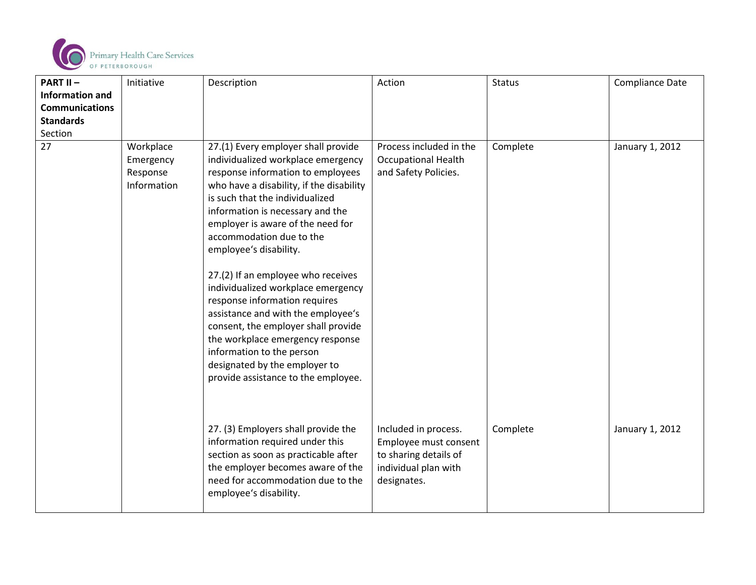| **PART II – Information and Communications Standards** Section | Initiative | Description | Action | Status | Compliance Date |
|---|---|---|---|---|---|
| 27 | Workplace Emergency Response Information | 27.(1) Every employer shall provide individualized workplace emergency response information to employees who have a disability, if the disability is such that the individualized information is necessary and the employer is aware of the need for accommodation due to the employee's disability.<br><br>27.(2) If an employee who receives individualized workplace emergency response information requires assistance and with the employee's consent, the employer shall provide the workplace emergency response information to the person designated by the employer to provide assistance to the employee. | Process included in the Occupational Health and Safety Policies. | Complete | January 1, 2012 |
| | | 27. (3) Employers shall provide the information required under this section as soon as practicable after the employer becomes aware of the need for accommodation due to the employee's disability. | Included in process. Employee must consent to sharing details of individual plan with designates. | Complete | January 1, 2012 |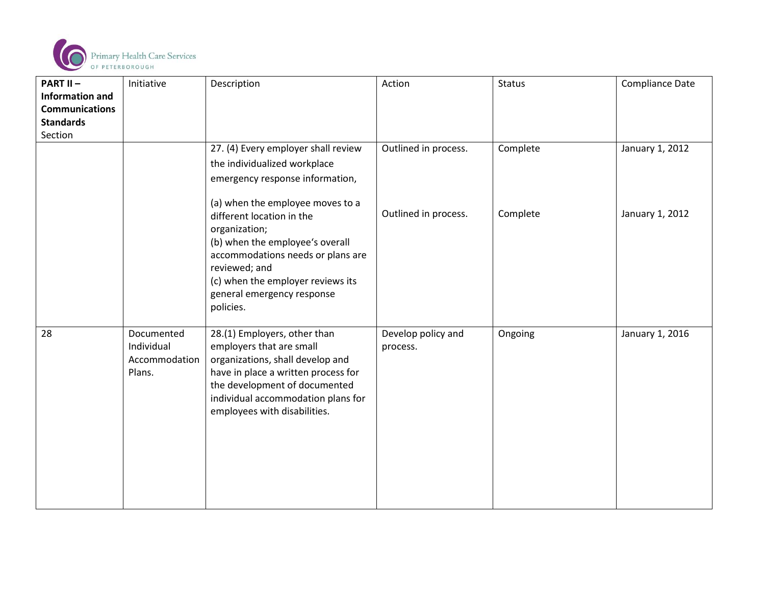| **PART II – Information and Communications Standards** Section | Initiative | Description | Action | Status | Compliance Date |
|---|---|---|---|---|---|
| | | 27. (4) Every employer shall review the individualized workplace emergency response information, | Outlined in process. | Complete | January 1, 2012 |
| | | (a) when the employee moves to a different location in the organization;<br>(b) when the employee's overall accommodations needs or plans are reviewed; and<br>(c) when the employer reviews its general emergency response policies. | Outlined in process. | Complete | January 1, 2012 |
| 28 | Documented Individual Accommodation Plans. | 28.(1) Employers, other than employers that are small organizations, shall develop and have in place a written process for the development of documented individual accommodation plans for employees with disabilities. | Develop policy and process. | Ongoing | January 1, 2016 |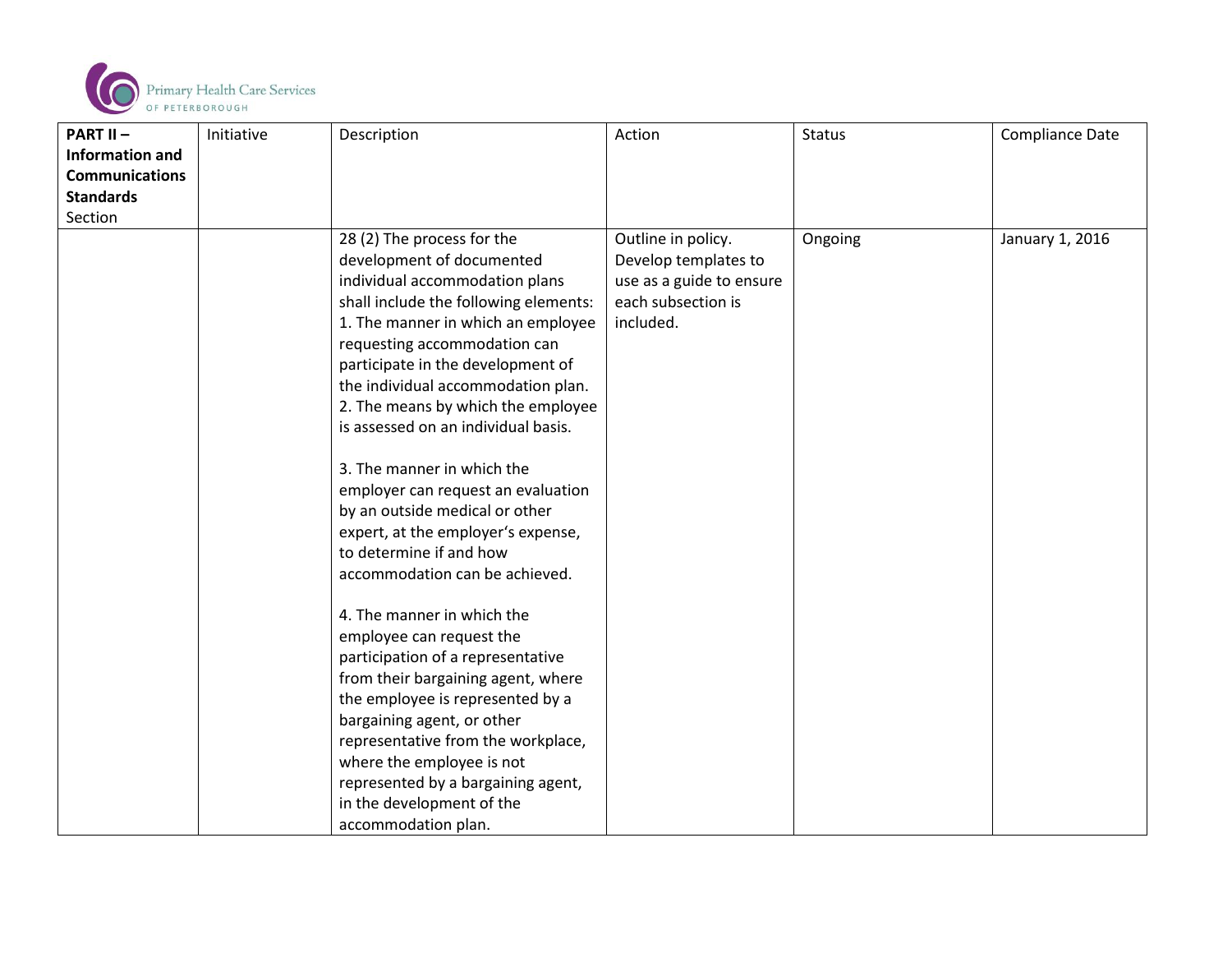| **PART II – Information and Communications Standards** Section | Initiative | Description | Action | Status | Compliance Date |
|---|---|---|---|---|---|
| | | 28 (2) The process for the development of documented individual accommodation plans shall include the following elements:<br>1. The manner in which an employee requesting accommodation can participate in the development of the individual accommodation plan.<br>2. The means by which the employee is assessed on an individual basis.<br><br>3. The manner in which the employer can request an evaluation by an outside medical or other expert, at the employer's expense, to determine if and how accommodation can be achieved.<br><br>4. The manner in which the employee can request the participation of a representative from their bargaining agent, where the employee is represented by a bargaining agent, or other representative from the workplace, where the employee is not represented by a bargaining agent, in the development of the accommodation plan. | Outline in policy. Develop templates to use as a guide to ensure each subsection is included. | Ongoing | January 1, 2016 |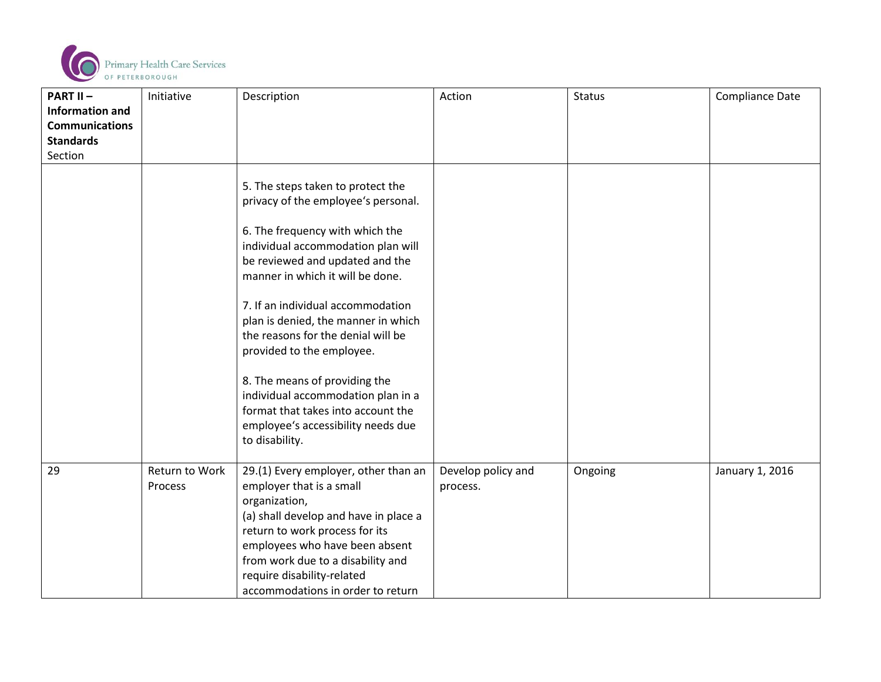| **PART II – Information and Communications Standards** Section | Initiative | Description | Action | Status | Compliance Date |
|---|---|---|---|---|---|
| | | 5. The steps taken to protect the privacy of the employee's personal.<br><br>6. The frequency with which the individual accommodation plan will be reviewed and updated and the manner in which it will be done.<br><br>7. If an individual accommodation plan is denied, the manner in which the reasons for the denial will be provided to the employee.<br><br>8. The means of providing the individual accommodation plan in a format that takes into account the employee's accessibility needs due to disability. | | | |
| 29 | Return to Work Process | 29.(1) Every employer, other than an employer that is a small organization,<br>(a) shall develop and have in place a return to work process for its employees who have been absent from work due to a disability and require disability-related accommodations in order to return | Develop policy and process. | Ongoing | January 1, 2016 |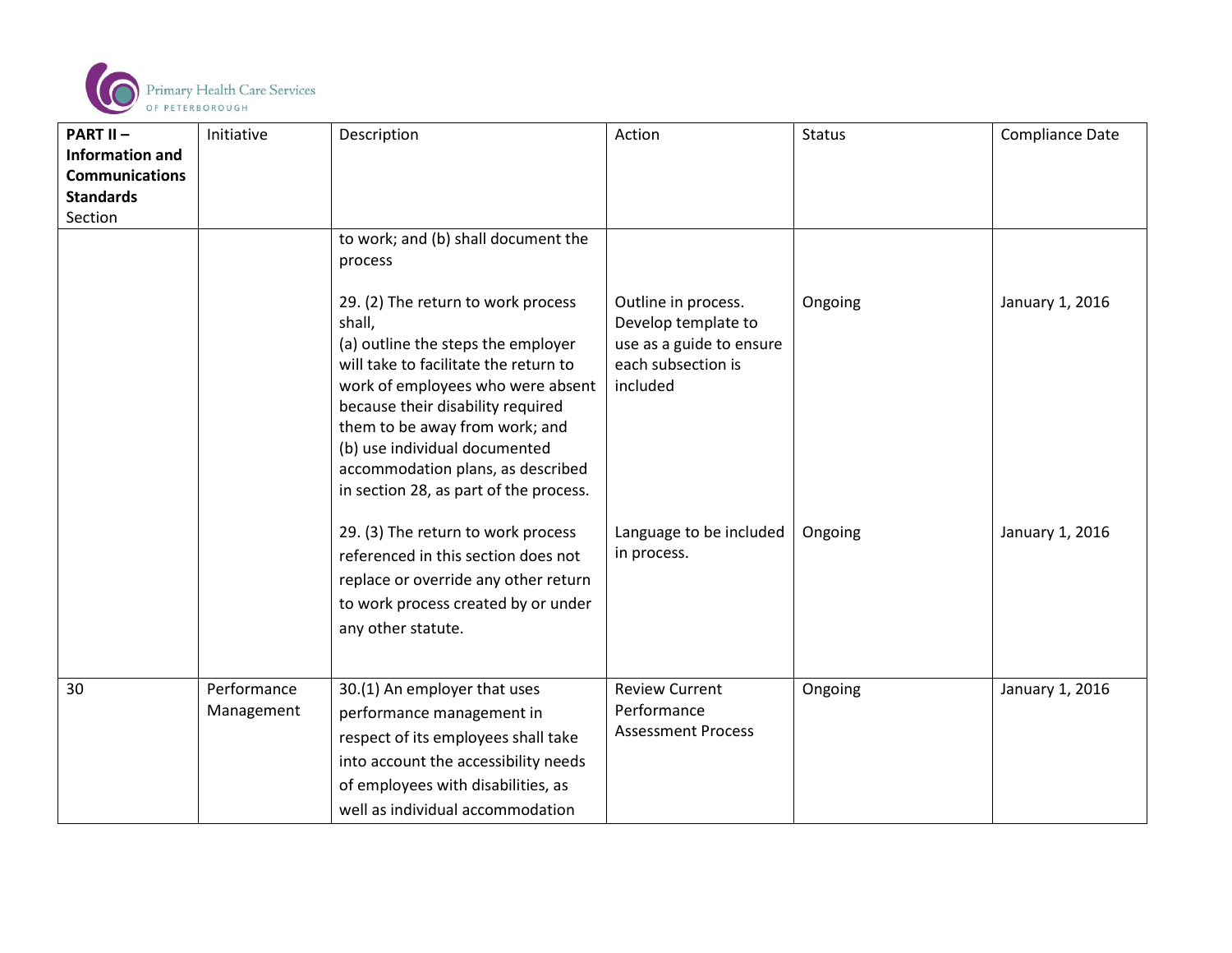| PART II – Information and Communications Standards Section | Initiative | Description | Action | Status | Compliance Date |
|---|---|---|---|---|---|
| | | to work; and (b) shall document the process | | | |
| | | 29. (2) The return to work process shall, (a) outline the steps the employer will take to facilitate the return to work of employees who were absent because their disability required them to be away from work; and (b) use individual documented accommodation plans, as described in section 28, as part of the process. | Outline in process. Develop template to use as a guide to ensure each subsection is included | Ongoing | January 1, 2016 |
| | | 29. (3) The return to work process referenced in this section does not replace or override any other return to work process created by or under any other statute. | Language to be included in process. | Ongoing | January 1, 2016 |
| 30 | Performance Management | 30.(1) An employer that uses performance management in respect of its employees shall take into account the accessibility needs of employees with disabilities, as well as individual accommodation | Review Current Performance Assessment Process | Ongoing | January 1, 2016 |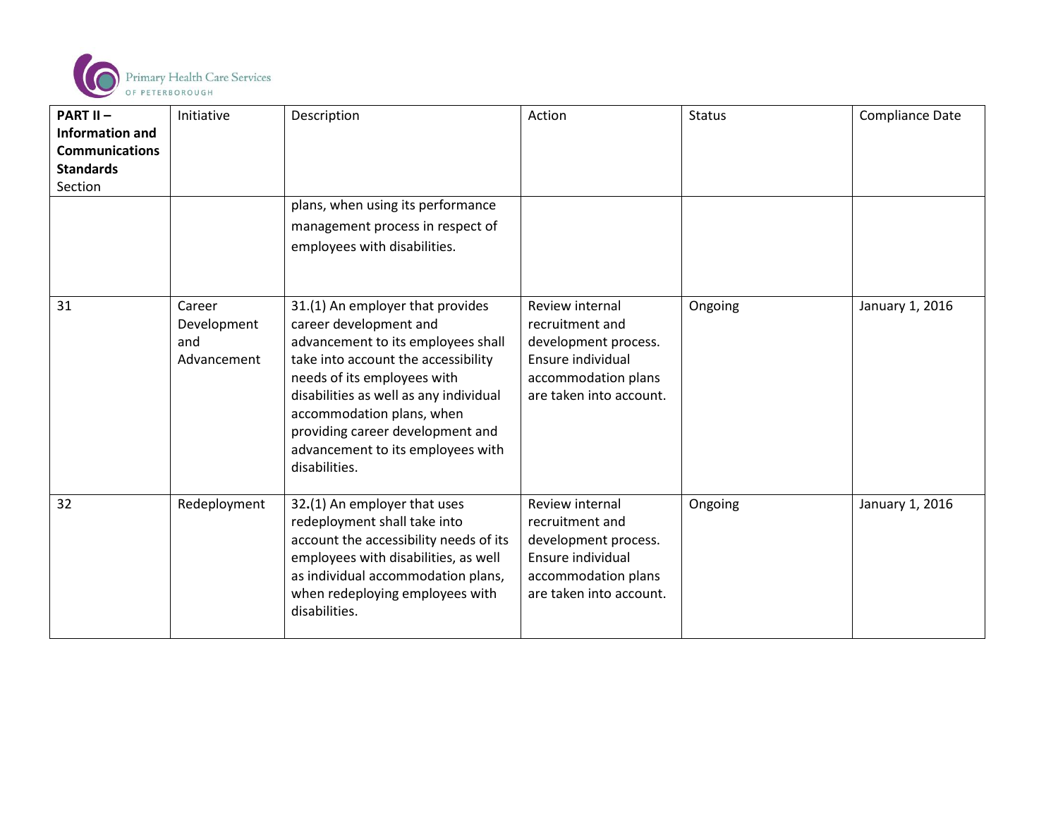| **PART II – Information and Communications Standards** Section | Initiative | Description | Action | Status | Compliance Date |
|---|---|---|---|---|---|
| | | plans, when using its performance management process in respect of employees with disabilities. | | | |
| 31 | Career Development and Advancement | 31.(1) An employer that provides career development and advancement to its employees shall take into account the accessibility needs of its employees with disabilities as well as any individual accommodation plans, when providing career development and advancement to its employees with disabilities. | Review internal recruitment and development process. Ensure individual accommodation plans are taken into account. | Ongoing | January 1, 2016 |
| 32 | Redeployment | 32.(1) An employer that uses redeployment shall take into account the accessibility needs of its employees with disabilities, as well as individual accommodation plans, when redeploying employees with disabilities. | Review internal recruitment and development process. Ensure individual accommodation plans are taken into account. | Ongoing | January 1, 2016 |